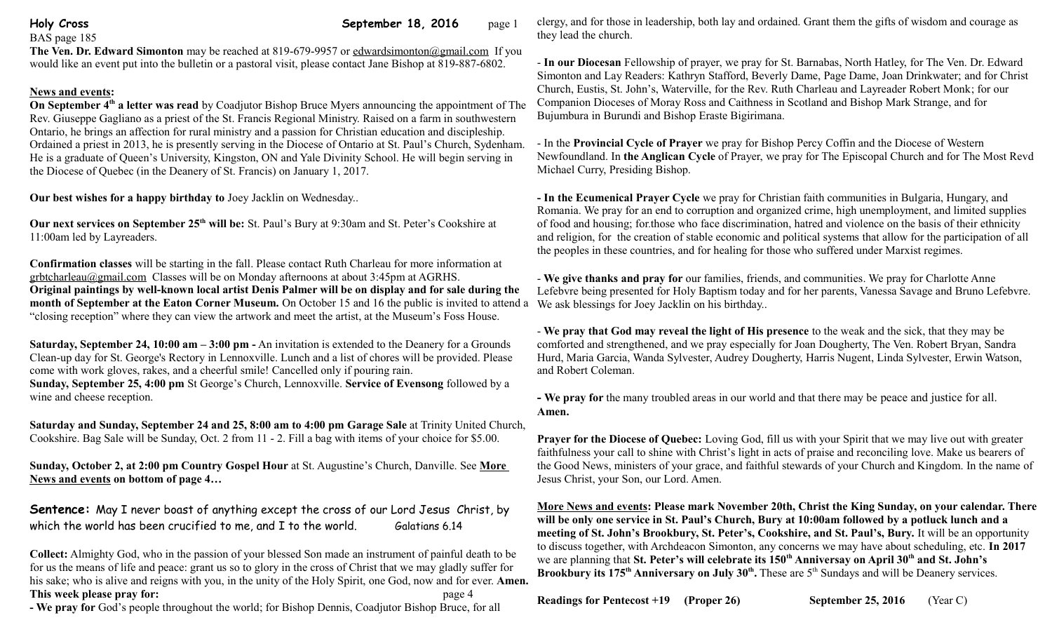**Holy Cross** **September 18, 2016**

BAS page 185

**The Ven. Dr. Edward Simonton** may be reached at 819-679-9957 or edwardsimonton@gmail.com If you would like an event put into the bulletin or a pastoral visit, please contact Jane Bishop at 819-887-6802.

## News and events:

**On September 4th a letter was read** by Coadjutor Bishop Bruce Myers announcing the appointment of The Rev. Giuseppe Gagliano as a priest of the St. Francis Regional Ministry. Raised on a farm in southwestern Ontario, he brings an affection for rural ministry and a passion for Christian education and discipleship. Ordained a priest in 2013, he is presently serving in the Diocese of Ontario at St. Paul's Church, Sydenham. He is a graduate of Queen's University, Kingston, ON and Yale Divinity School. He will begin serving in the Diocese of Quebec (in the Deanery of St. Francis) on January 1, 2017.

**Our best wishes for a happy birthday to** Joey Jacklin on Wednesday..

**Our next services on September 25th will be:** St. Paul's Bury at 9:30am and St. Peter's Cookshire at 11:00am led by Layreaders.

**Confirmation classes** will be starting in the fall. Please contact Ruth Charleau for more information at grbtcharleau@gmail.com Classes will be on Monday afternoons at about 3:45pm at AGRHS.

**Original paintings by well-known local artist Denis Palmer will be on display and for sale during the month of September at the Eaton Corner Museum.** On October 15 and 16 the public is invited to attend a "closing reception" where they can view the artwork and meet the artist, at the Museum's Foss House.

**Saturday, September 24, 10:00 am – 3:00 pm -** An invitation is extended to the Deanery for a Grounds Clean-up day for St. George's Rectory in Lennoxville. Lunch and a list of chores will be provided. Please come with work gloves, rakes, and a cheerful smile! Cancelled only if pouring rain.

**Sunday, September 25, 4:00 pm** St George's Church, Lennoxville. **Service of Evensong** followed by a wine and cheese reception.

**Saturday and Sunday, September 24 and 25, 8:00 am to 4:00 pm Garage Sale** at Trinity United Church, Cookshire. Bag Sale will be Sunday, Oct. 2 from 11 - 2. Fill a bag with items of your choice for $5.00.

**Sunday, October 2, at 2:00 pm Country Gospel Hour** at St. Augustine's Church, Danville. See **More News and events on bottom of page 4…**

**Sentence:** May I never boast of anything except the cross of our Lord Jesus Christ, by which the world has been crucified to me, and I to the world. Galatians 6.14

**Collect:** Almighty God, who in the passion of your blessed Son made an instrument of painful death to be for us the means of life and peace: grant us so to glory in the cross of Christ that we may gladly suffer for his sake; who is alive and reigns with you, in the unity of the Holy Spirit, one God, now and for ever. **Amen.**

**This week please pray for:** page 4

**- We pray for** God's people throughout the world; for Bishop Dennis, Coadjutor Bishop Bruce, for all clergy, and for those in leadership, both lay and ordained. Grant them the gifts of wisdom and courage as they lead the church.

- **In our Diocesan** Fellowship of prayer, we pray for St. Barnabas, North Hatley, for The Ven. Dr. Edward Simonton and Lay Readers: Kathryn Stafford, Beverly Dame, Page Dame, Joan Drinkwater; and for Christ Church, Eustis, St. John's, Waterville, for the Rev. Ruth Charleau and Layreader Robert Monk; for our Companion Dioceses of Moray Ross and Caithness in Scotland and Bishop Mark Strange, and for Bujumbura in Burundi and Bishop Eraste Bigirimana.

- In the **Provincial Cycle of Prayer** we pray for Bishop Percy Coffin and the Diocese of Western Newfoundland. In **the Anglican Cycle** of Prayer, we pray for The Episcopal Church and for The Most Revd Michael Curry, Presiding Bishop.

**- In the Ecumenical Prayer Cycle** we pray for Christian faith communities in Bulgaria, Hungary, and Romania. We pray for an end to corruption and organized crime, high unemployment, and limited supplies of food and housing; for.those who face discrimination, hatred and violence on the basis of their ethnicity and religion, for the creation of stable economic and political systems that allow for the participation of all the peoples in these countries, and for healing for those who suffered under Marxist regimes.

- **We give thanks and pray for** our families, friends, and communities. We pray for Charlotte Anne Lefebvre being presented for Holy Baptism today and for her parents, Vanessa Savage and Bruno Lefebvre. We ask blessings for Joey Jacklin on his birthday..

- **We pray that God may reveal the light of His presence** to the weak and the sick, that they may be comforted and strengthened, and we pray especially for Joan Dougherty, The Ven. Robert Bryan, Sandra Hurd, Maria Garcia, Wanda Sylvester, Audrey Dougherty, Harris Nugent, Linda Sylvester, Erwin Watson, and Robert Coleman.

**- We pray for** the many troubled areas in our world and that there may be peace and justice for all. **Amen.**

**Prayer for the Diocese of Quebec:** Loving God, fill us with your Spirit that we may live out with greater faithfulness your call to shine with Christ's light in acts of praise and reconciling love. Make us bearers of the Good News, ministers of your grace, and faithful stewards of your Church and Kingdom. In the name of Jesus Christ, your Son, our Lord. Amen.

**More News and events: Please mark November 20th, Christ the King Sunday, on your calendar. There will be only one service in St. Paul's Church, Bury at 10:00am followed by a potluck lunch and a meeting of St. John's Brookbury, St. Peter's, Cookshire, and St. Paul's, Bury.** It will be an opportunity to discuss together, with Archdeacon Simonton, any concerns we may have about scheduling, etc. **In 2017** we are planning that **St. Peter's will celebrate its 150th Anniversay on April 30th and St. John's Brookbury its 175th Anniversary on July 30th.** These are 5th Sundays and will be Deanery services.

**Readings for Pentecost +19 (Proper 26) September 25, 2016** (Year C)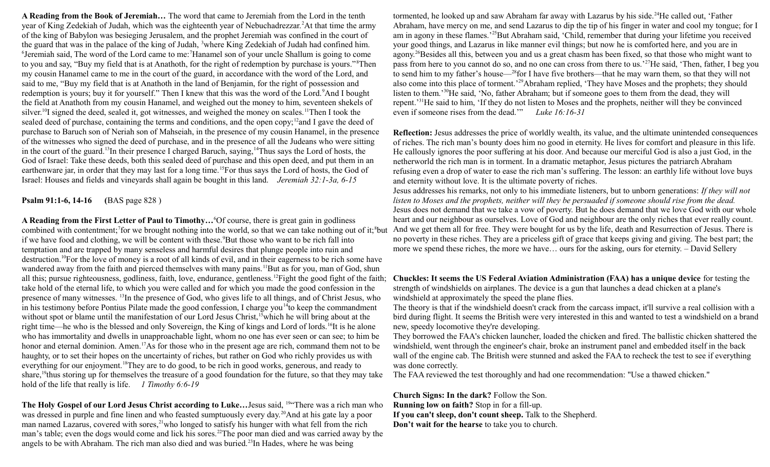**A Reading from the Book of Jeremiah…** The word that came to Jeremiah from the Lord in the tenth year of King Zedekiah of Judah, which was the eighteenth year of Nebuchadrezzar.[2]At that time the army of the king of Babylon was besieging Jerusalem, and the prophet Jeremiah was confined in the court of the guard that was in the palace of the king of Judah, [3]where King Zedekiah of Judah had confined him. [6]Jeremiah said, The word of the Lord came to me:[7]Hanamel son of your uncle Shallum is going to come to you and say, "Buy my field that is at Anathoth, for the right of redemption by purchase is yours."[8]Then my cousin Hanamel came to me in the court of the guard, in accordance with the word of the Lord, and said to me, "Buy my field that is at Anathoth in the land of Benjamin, for the right of possession and redemption is yours; buy it for yourself." Then I knew that this was the word of the Lord.[9]And I bought the field at Anathoth from my cousin Hanamel, and weighed out the money to him, seventeen shekels of silver.[10]I signed the deed, sealed it, got witnesses, and weighed the money on scales.[11]Then I took the sealed deed of purchase, containing the terms and conditions, and the open copy;[12]and I gave the deed of purchase to Baruch son of Neriah son of Mahseiah, in the presence of my cousin Hanamel, in the presence of the witnesses who signed the deed of purchase, and in the presence of all the Judeans who were sitting in the court of the guard.[13]In their presence I charged Baruch, saying,[14]Thus says the Lord of hosts, the God of Israel: Take these deeds, both this sealed deed of purchase and this open deed, and put them in an earthenware jar, in order that they may last for a long time.[15]For thus says the Lord of hosts, the God of Israel: Houses and fields and vineyards shall again be bought in this land. *Jeremiah 32:1-3a, 6-15*

**Psalm 91:1-6, 14-16 (**BAS page 828 )

**A Reading from the First Letter of Paul to Timothy…**[6]Of course, there is great gain in godliness combined with contentment;[7]for we brought nothing into the world, so that we can take nothing out of it;[8]but if we have food and clothing, we will be content with these.[9]But those who want to be rich fall into temptation and are trapped by many senseless and harmful desires that plunge people into ruin and destruction.[10]For the love of money is a root of all kinds of evil, and in their eagerness to be rich some have wandered away from the faith and pierced themselves with many pains.[11]But as for you, man of God, shun all this; pursue righteousness, godliness, faith, love, endurance, gentleness.[12]Fight the good fight of the faith; take hold of the eternal life, to which you were called and for which you made the good confession in the presence of many witnesses. [13]In the presence of God, who gives life to all things, and of Christ Jesus, who in his testimony before Pontius Pilate made the good confession, I charge you[14]to keep the commandment without spot or blame until the manifestation of our Lord Jesus Christ,[15]which he will bring about at the right time—he who is the blessed and only Sovereign, the King of kings and Lord of lords.[16]It is he alone who has immortality and dwells in unapproachable light, whom no one has ever seen or can see; to him be honor and eternal dominion. Amen.[17]As for those who in the present age are rich, command them not to be haughty, or to set their hopes on the uncertainty of riches, but rather on God who richly provides us with everything for our enjoyment.[18]They are to do good, to be rich in good works, generous, and ready to share,[19]thus storing up for themselves the treasure of a good foundation for the future, so that they may take hold of the life that really is life. *1 Timothy 6:6-19*

**The Holy Gospel of our Lord Jesus Christ according to Luke…**Jesus said, [19]"There was a rich man who was dressed in purple and fine linen and who feasted sumptuously every day.[20]And at his gate lay a poor man named Lazarus, covered with sores,[21]who longed to satisfy his hunger with what fell from the rich man's table; even the dogs would come and lick his sores.[22]The poor man died and was carried away by the angels to be with Abraham. The rich man also died and was buried.[23]In Hades, where he was being tormented, he looked up and saw Abraham far away with Lazarus by his side.[24]He called out, 'Father Abraham, have mercy on me, and send Lazarus to dip the tip of his finger in water and cool my tongue; for I am in agony in these flames.'[25]But Abraham said, 'Child, remember that during your lifetime you received your good things, and Lazarus in like manner evil things; but now he is comforted here, and you are in agony.[26]Besides all this, between you and us a great chasm has been fixed, so that those who might want to pass from here to you cannot do so, and no one can cross from there to us.'[27]He said, 'Then, father, I beg you to send him to my father's house—[28]for I have five brothers—that he may warn them, so that they will not also come into this place of torment.'[29]Abraham replied, 'They have Moses and the prophets; they should listen to them.'[30]He said, 'No, father Abraham; but if someone goes to them from the dead, they will repent.'[31]He said to him, 'If they do not listen to Moses and the prophets, neither will they be convinced even if someone rises from the dead.'" *Luke 16:16-31*

**Reflection:** Jesus addresses the price of worldly wealth, its value, and the ultimate unintended consequences of riches. The rich man's bounty does him no good in eternity. He lives for comfort and pleasure in this life. He callously ignores the poor suffering at his door. And because our merciful God is also a just God, in the netherworld the rich man is in torment. In a dramatic metaphor, Jesus pictures the patriarch Abraham refusing even a drop of water to ease the rich man's suffering. The lesson: an earthly life without love buys and eternity without love. It is the ultimate poverty of riches.

Jesus addresses his remarks, not only to his immediate listeners, but to unborn generations: *If they will not listen to Moses and the prophets, neither will they be persuaded if someone should rise from the dead.* Jesus does not demand that we take a vow of poverty. But he does demand that we love God with our whole heart and our neighbour as ourselves. Love of God and neighbour are the only riches that ever really count. And we get them all for free. They were bought for us by the life, death and Resurrection of Jesus. There is no poverty in these riches. They are a priceless gift of grace that keeps giving and giving. The best part; the more we spend these riches, the more we have… ours for the asking, ours for eternity. – David Sellery

**Chuckles: It seems the US Federal Aviation Administration (FAA) has a unique device** for testing the strength of windshields on airplanes. The device is a gun that launches a dead chicken at a plane's windshield at approximately the speed the plane flies.

The theory is that if the windshield doesn't crack from the carcass impact, it'll survive a real collision with a bird during flight. It seems the British were very interested in this and wanted to test a windshield on a brand new, speedy locomotive they're developing.

They borrowed the FAA's chicken launcher, loaded the chicken and fired. The ballistic chicken shattered the windshield, went through the engineer's chair, broke an instrument panel and embedded itself in the back wall of the engine cab. The British were stunned and asked the FAA to recheck the test to see if everything was done correctly.

The FAA reviewed the test thoroughly and had one recommendation: "Use a thawed chicken."

**Church Signs: In the dark?** Follow the Son.
**Running low on faith?** Stop in for a fill-up.
**If you can't sleep, don't count sheep.** Talk to the Shepherd.
**Don't wait for the hearse** to take you to church.